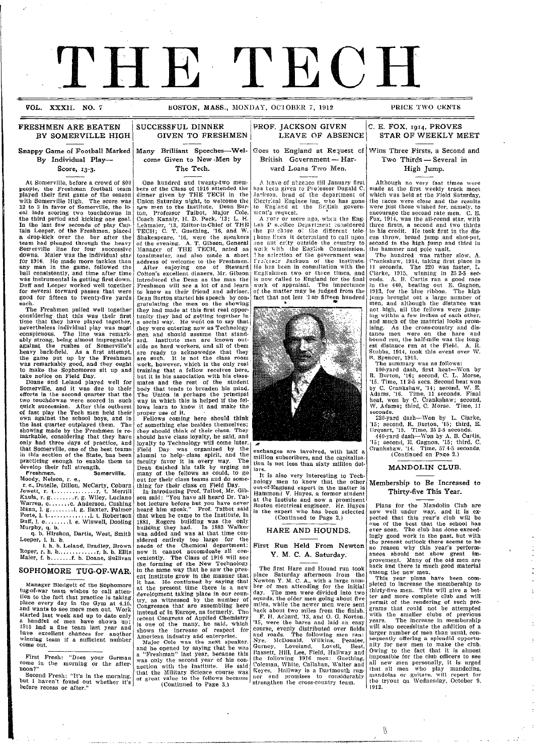# THE TECH

VOL. XXXII. NO. 7 BOSTON, MASS., MONDAY, OCTOBER 7, 1912 PRICE TWO CENTS

## FRESHMEN ARE BEATEN BY SOMERVILLE HIGH

### Snappy Game of Football Marked By Individual Play—Score, 13-3.

At Somerville, before a crowd of 800 people, the Freshman football team played their first game of the season with Somerville High. The score was 13 to 3 in favor of Somerville, the local lads scoring two touchdowns in the third period and kicking one goal. In the last few seconds of play Captain Leeper, of the Freshmen, placed a drop-kick over the bar after the team had plunged through the heavy Somerville line for four successive downs. Maier was the individual star for 1916. He made more tackles than any man in the game, followed the ball consistently, and time after time was instrumental in getting first down. Duff and Leeper worked well together for several forward passes that were good for fifteen to twenty-five yards each.

The Freshmen pulled well together considering that this was their first time that they have played together, nevertheless individual play was most conspicuous. The line was remarkably strong, being almost impregnable against the rushes of Somerville's heavy back-field. As a first attempt, the game put up by the Freshmen was remarkably good, and they ought to make the Sophomores sit up and take notice on Field Day.

Doane and Leland played well for Somerville, and it was due to their efforts in the second quarter that the two touchdowns were scored in such quick succession. After this outburst of fast play the Tech men held their own against the school boys, and in the last quarter outplayed them. The showing made by the Freshmen is remarkable, considering that they have only had three days of practice, and that Somerville, one of the best teams in this section of the State, has been practicing enough to enable them to develop their full strength.

| Freshmen. | | Somerville. |
|---|---|---|
| Moody, Nelson, r. e., | | |
| r. e., Dutelle, Dillon, McCarty, Coburn | | |
| Jewett, r. t. | r. t. | Merrill |
| Kaula, r. g. | r. g. | Wiley, Luciano |
| Warren, c. | c. | Anderson, Cushing |
| Mann, l. g. | l. g. | Baxter, Palmer |
| Forte, l. t. | l. t. | Robertson |
| Duff, l. e. | l. e. | Wiswell, Dooling |
| Murphy, q. b. | | |
| q. b. Hirshon, Dartis, West, Smith | | |
| Leeper, l. h. b. | | |
| l. h. b. Leland, Bradley, Brown | | |
| Roper, r. h. b. | r. h. b. | Ellis |
| Maier, f. b. | f. b. | Doane, Sullivan |

## SOPHOMORE TUG-OF-WAR.

Manager Blodgett of the Sophomore tug-of-war team wishes to call attention to the fact that practice is taking place every day in the Gym at 4.15, and wants to see more men out. Work started last week and up to date only a handful of men have shown up; 1915 had a fine team last year and have excellent chances for another winning team if a sufficient number come out.

First Fresh: "Does your German come in the morning or the afternoon?"

Second Fresh: "It's in the morning, but I haven't found out whether it's before recess or after."

## SUCCESSFUL DINNER GIVEN TO FRESHMEN

### Many Brilliant Speeches—Welcome Given to New Men by The Tech.

One hundred and twenty-two members of the Class of 1916 attended the dinner given by THE TECH in the Union Saturday night, to welcome the new men to the Institute. Dean Burton, Professor Talbot, Major Cole, Coach Kanaly, H. D. Peck, '13; L. H. Lehmaier, '13, Editor-in-Chief of THE TECH; C. T. Guething, '16, and W. Shakespeare, '16, were the speakers of the evening. A. T. Gibson, General Manager of THE TECH, acted as toastmaster, and also made a short address of welcome to the Freshmen.

After enjoying one of Steward Colton's excellent dinners, Mr. Gibson introduced the Dean as the man the Freshmen will see a lot of and learn to know as their friend and adviser. Dean Burton started his speech by congratulating the men on the showing they had made at this first real opportunity they had of getting together in a social way. He went on to say that they were entering now as Technology men and should assume that standard. Institute men are known outside as hard workers, and all of them are ready to acknowledge that they are such. It is not the class room work, however, which is the only real training that a fellow receives here, but it is his association with his classmates and the rest of the student body that tends to broaden his mind. The Union is perhaps the principal way in which this is helped if the fellows learn to know it and make the proper use of it.

Fellows coming here should think of something else besides themselves; they should think of their class. They should have class loyalty, he said, and loyalty to Technology will come later. Field Day was organized by the alumni to help class spirit, and the faculty favor it in every way. The Dean finished his talk by urging as many of the fellows as could, to go out for their class teams and do something for their class on Field Day.

In introducing Prof. Talbot, Mr. Gibson said: "You have all heard Dr. Talbot lecture before but you have never heard him speak." Prof. Talbot said that when he came to the Institute, in 1881, Rogers building was the only building they had. In 1883 Walker was added and was at that time considered entirely too large for the needs of the Chemical department; now it cannot accomodate all conveniently. The Class of 1916 will see the forming of the New Technology in the same way that he saw the present Institute grow in the manner that it has. He continued by saying that at the present time there is a new development taking place in our country, as witnessed by the number of Congresses that are assembling here instead of in Europe, as formerly. The recent Congress of Applied Chemistry is one of the many, he said, which shows the increase of respect for American industry and enterprise.

Major Cole was the next speaker, and he opened by saying that he was a "Freshman" last year, because this was only the second year of his connection with the Institute. He said that the Military Science course was of great value to the fellows because

(Continued to Page 3.)

## PROF. JACKSON GIVEN LEAVE OF ABSENCE

### Goes to England at Request of British Government — Harvard Loans Two Men.

A leave of absence till January first has been given to Professor Dugald C. Jackson, head of the department of Electrical Engineering, who has gone to England at the British government's request.

A year or more ago, when the English Post-office Department considered the purchase of the different telephone lines it determined to call upon one authority outside the country to work with the English Commission. The selection of the government was Professor Jackson of the Institute. He has been in consultation with the Englishmen two or three times, and is now called to England for the final work of appraisal. The importance of the matter may be judged from the fact that not less than fifteen hundred exchanges are involved, with half a million subscribers, and the capitalization is not less than sixty million dollars.

It is also very interesting to Technology men to know that the other out-of-England expert in the matter is Hammond V. Hayes, a former student at the Institute and now a prominent Boston electrical engineer. Mr. Hayes is the expert who has been selected

(Continued to Page 2.)

## HARE AND HOUNDS.

### First Run Held From Newton Y. M. C. A. Saturday.

The first Hare and Hound run took place Saturday afternoon from the Newton Y. M. C. A., with a large number of men attending for the initial day. The men were divided into two squads, the older men going about five miles, while the newer men were sent back about two miles from the finish. F. H. Achard, '13, and O. G. Norton, '15, were the hares and laid an easy course, evenly distributed over fields and roads. The following men ran: Nye, McDonald, Wilkins, Peaslee, Gurney, Loveland, Lovell, Best, Bassett, Hill, Lee, Field, Hallway and the following 1916 men: Guething, Coleman, White, Callahan, Walter and Keyes, Hallway is a Dartmouth runner and promises to considerably strengthen the cross-country team.

## C. E. FOX, 1914, PROVES STAR OF WEEKLY MEET

### Wins Three Firsts, a Second and Two Thirds — Several in High Jump.

Although no very fast times were made at the first weekly track meet which was held at the Field Saturday, the races were close and the results were just those wished for, namely, to encourage the second rate men. C. E. Fox, 1914, was the all-round star, with three firsts, a second and two thirds to his credit. He took first in the discus throw, broad jump and shot-put, second in the high jump and third in the hammer and pole vault.

The hundred was rather slow, A. Crankshaw, 1914, taking first place in 11 seconds. The 220 was faster, L. Clarke, 1915, winning in 25 2-5 seconds. A. B. Curtis ran a good race in the 440, beating out E. Gagnon, 1913, for the blue ribbon. The high jump brought out a large number of men, and although the distance was not high, all the fellows were jumping within a few inches of each other, and much of the material looks promising. As the cross-country and distance men were on the hare and hound run, the half-mile was the longest distance run at the Field. A. R. Stubbs, 1914, took this event over W. R. Spencer, 1915.

The summary was as follows:

100-yard dash, first heat—Won by R. Burton, '16; second, C. L. Morse, '15. Time, 11 2-5 secs. Second heat won by C. Crankshaw, '14; second, W. E. Adams, '16. Time, 11 seconds. Final heat, won by C. Crankshaw; second, W. Adams; third, C. Morse. Time, 11 seconds.

220-yard dash—Won by L. Clarke, '15; second, R. Burton, '15; third, E. Urquart, '15. Time, 25 2-5 seconds.

440-yard dash—Won by A. B. Curtis, '15; second, E. Gagnon, '15; third, C. Crankshaw, '14. Time, 57 4-5 seconds.

(Continued on Page 2.)

## MANDOLIN CLUB.

### Membership to Be Increased to Thirty-five This Year.

Plans for the Mandolin Club are now well under way, and it is expected that this year's club will be one of the best that the school has ever seen. The club has done exceedingly good work in the past, but with the present outlook there seems to be no reason why this year's performances should not show great improvement. Many of the old men are back and there is much good material among the new men.

This year plans have been completed to increase the membership to thirty-five men. This will give a better and more complete club and will permit of the rendering of such programs that could not be attempted with the smaller clubs of previous years. The increase in membership will also necessitate the addition of a larger number of men than usual, consequently offering a splendid opportunity for new men to make the club. Owing to the fact that it is almost impossible for the club officers to see all new men personally, it is urged that all men who play mandolins, mandolas or guitars, will report for the tryout on Wednesday, October 9, 1912.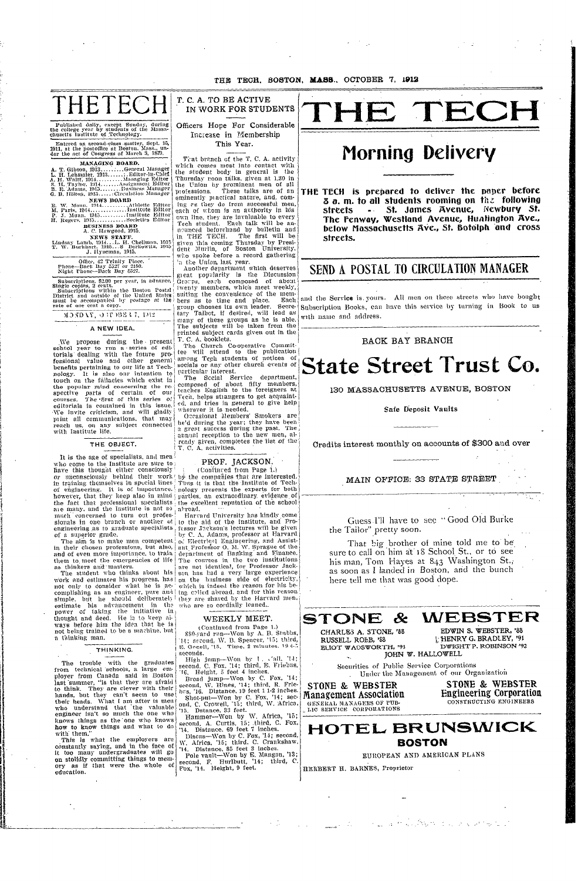# THE TECH

Published daily, except Sunday, during the college year by students of the Massachusetts Institute of Technology.

Entered as second-class matter, Sept. 15, 1911, at the postoffice at Boston, Mass., under the act of Congress of March 3, 1879.

**MANAGING BOARD.**

A. T. Gibson, 1913.........General Manager
L. H. Lehmaier, 1913.......Editor-in-Chief
A. H. Waitt, 1914..........Managing Editor
S. H. Taylor, 1914.........Assignment Editor
B. E. Adams, 1915..........Business Manager
G. B. Hilton, 1915.......Circulation Manager

**NEWS BOARD**

E. W. Mann, 1914..........Athletic Editor
M. Paris, 1914............Institute Editor
P. J. Munn, 1915..........Institute Editor
H. Rogers, 1915............Societies Editor

**BUSINESS BOARD**

A. C. Hawgood, 1915.

**NEWS STAFF.**

Lindsay Lamb, 1914... L. H. Chellman, 1915
T. W. Burkhart, 1915... S. Berkowitz, 1915
J. Hyneman, 1915.

Office, 42 Trinity Place.
Phone—Back Bay 5527 or 2180.
Night Phone—Back Bay 5527.

Subscriptions, $2.00 per year, in advance. Single copies, 2 cents.
Subscriptions within the Boston Postal District and outside of the United States must be accompanied by postage at the rate of one cent a copy.

MONDAY, OCTOBER 7, 1912

### A NEW IDEA.

We propose during the present school year to run a series of editorials dealing with the future professional value and other general benefits pertaining to our life at Technology. It is also our intention to touch on the fallacies which exist in the popular mind concerning the respective parts of certain of our courses. The first of this series of editorials is contained in this issue. We invite criticism, and will gladly print all communications, that may reach us, on any subject connected with Institute life.

### THE OBJECT.

It is the age of specialists, and men who come to the Institute are sure to have this thought either consciously or unconsciously behind their work in training themselves in special lines of engineering. It is of importance, however, that they keep also in mind the fact that professional specialists are many, and the Institute is not so much concerned to turn out professionals in one branch or another of engineering as to graduate specialists of a superior grade.

The aim is to make men competent in their chosen professions, but also, and of even more importance, to train them to meet the emergencies of life as thinkers and masters.

The student who thinks about his work and estimates his progress, has not only to consider what he is accomplishing as an engineer, pure and simple, but he should deliberately estimate his advancement in the power of taking the initiative in thought and deed. He is to keep always before him the idea that he is not being trained to be a machine, but a thinking man.

### THINKING.

The trouble with the graduates from technical schools, a large employer from Canada said in Boston last summer, "is that they are afraid to think. They are clever with their hands, but they can't seem to use their heads. What I am after is men who understand that the valuable engineer isn't so much the one who knows things as the one who knows how to know things and what to do with them."

This is what the employers are constantly saying, and in the face of it too many undergraduates will go on stolidly committing things to memory as if that were the whole of education.

## T. C. A. TO BE ACTIVE IN WORK FOR STUDENTS

### Officers Hope For Considerable Increase in Membership This Year.

That branch of the T. C. A. activity which comes most into contact with the student body in general is the Thursday noon talks, given at 1.30 in the Union by prominent men of all professions. These talks are of an eminently practical nature, and, coming as they do from successful men, each of whom is an authority in his own line, they are invaluable to every Tech student. Each talk will be announced beforehand by bulletin and in THE TECH. The first will be given this coming Thursday by President Murlin, of Boston University, who spoke before a record gathering in the Union last year.

Another department which deserves great popularity is the Discussion Groups, each composed of about twenty members, which meet weekly, suiting the convenience of the members as to time and place. Each group chooses its own leader. Secretary Talbot, if desired, will lead as many of these groups as he is able. The subjects will be taken from the printed subject cards given out in the T. C. A. booklets.

The Church Co-operative Committee will attend to the publication among Tech students of notices of socials or any other church events of particular interest.

The Social Service department, composed of about fifty members, teaches English to the foreigners at Tech, helps strangers to get acquainted, and tries in general to give help wherever it is needed.

Occasional Members' Smokers are held during the year; they have been a great success during the past. The annual reception to the new men, already given, completes the list of the T. C. A. activities.

## PROF. JACKSON.

(Continued from Page 1.)

by the companies that are interested. Thus it is that the Institute of Technology presents the experts for both parties, an extraordinary evidence of the excellent reputation of the school abroad.

Harvard University has kindly come to the aid of the Institute, and Professor Jackson's lectures will be given by C. A. Adams, professor at Harvard of Electrical Engineering, and Assistant Professor O. M. W. Sprague of the department of Banking and Finance. The courses in the two institutions are not identical, for Professor Jackson has had a very large experience on the business side of electricity, which is indeed the reason for his being called abroad, and for this reason they are shared by the Harvard men, who are so cordially loaned.

## WEEKLY MEET.

(Continued from Page 1.)

880-yard run—Won by A. B. Stubbs, '14; second, W. B. Spencer, '15; third, E. Gould, '15. Time, 2 minutes, 19 4-5 seconds.

High jump—Won by L. Call, '14; second, C. Fox, '14; third, E. Friebus, '16. Height, 5 feet 4 inches.

Broad jump—Won by C. Fox, '14; second, W. Hines, '14; third, R. Friebus, '16. Distance, 19 feet 1 1-2 inches.

Shot-put—Won by C. Fox, '14; second, C. Crowell, '15; third, W. Africa, '15. Distance, 33 feet.

Hammer—Won by W. Africa, '15; second, A. Curtis, '15; third, C. Fox, '14. Distance, 69 feet 7 inches.

Discus—Won by C. Fox, '14; second, W. Africa, '15; third, C. Crankshaw, '14. Distance, 85 feet 3 inches.

Pole vault—Won by E. Mangon, '13; second, F. Hurlbutt, '14; third, C. Fox, '14. Height, 9 feet.

---

# THE TECH

## Morning Delivery

**THE TECH is prepared to deliver the paper before 8 a. m. to all students rooming on the following streets - St. James Avenue, Newbury St. The Fenway, Westland Avenue, Huntington Ave., below Massachusetts Ave., St. Botolph and cross streets.**

## SEND A POSTAL TO CIRCULATION MANAGER

and the Service is yours. All men on these streets who have bought Subscription Books, can have this service by turning in Book to us with name and address.

---

BACK BAY BRANCH

# State Street Trust Co.

130 MASSACHUSETTS AVENUE, BOSTON

Safe Deposit Vaults

Credits interest monthly on accounts of $300 and over

MAIN OFFICE: 33 STATE STREET

---

Guess I'll have to see "Good Old Burke the Tailor" pretty soon.

That big brother of mine told me to be sure to call on him at 18 School St., or to see his man, Tom Hayes at 843 Washington St., as soon as I landed in Boston, and the bunch here tell me that was good dope.

---

# STONE & WEBSTER

CHARLES A. STONE, '88 — EDWIN S. WEBSTER, '88
RUSSELL ROBB, '88 — HENRY G. BRADLEY, '91
ELIOT WADSWORTH, '91 — DWIGHT P. ROBINSON '92
JOHN W. HALLOWELL

Securities of Public Service Corporations
Under the Management of our Organization

**STONE & WEBSTER Management Association**
GENERAL MANAGERS OF PUBLIC SERVICE CORPORATIONS

**STONE & WEBSTER Engineering Corporation**
CONSTRUCTING ENGINEERS

---

# HOTEL BRUNSWICK

## BOSTON

EUROPEAN AND AMERICAN PLANS

HERBERT H. BARNES, Proprietor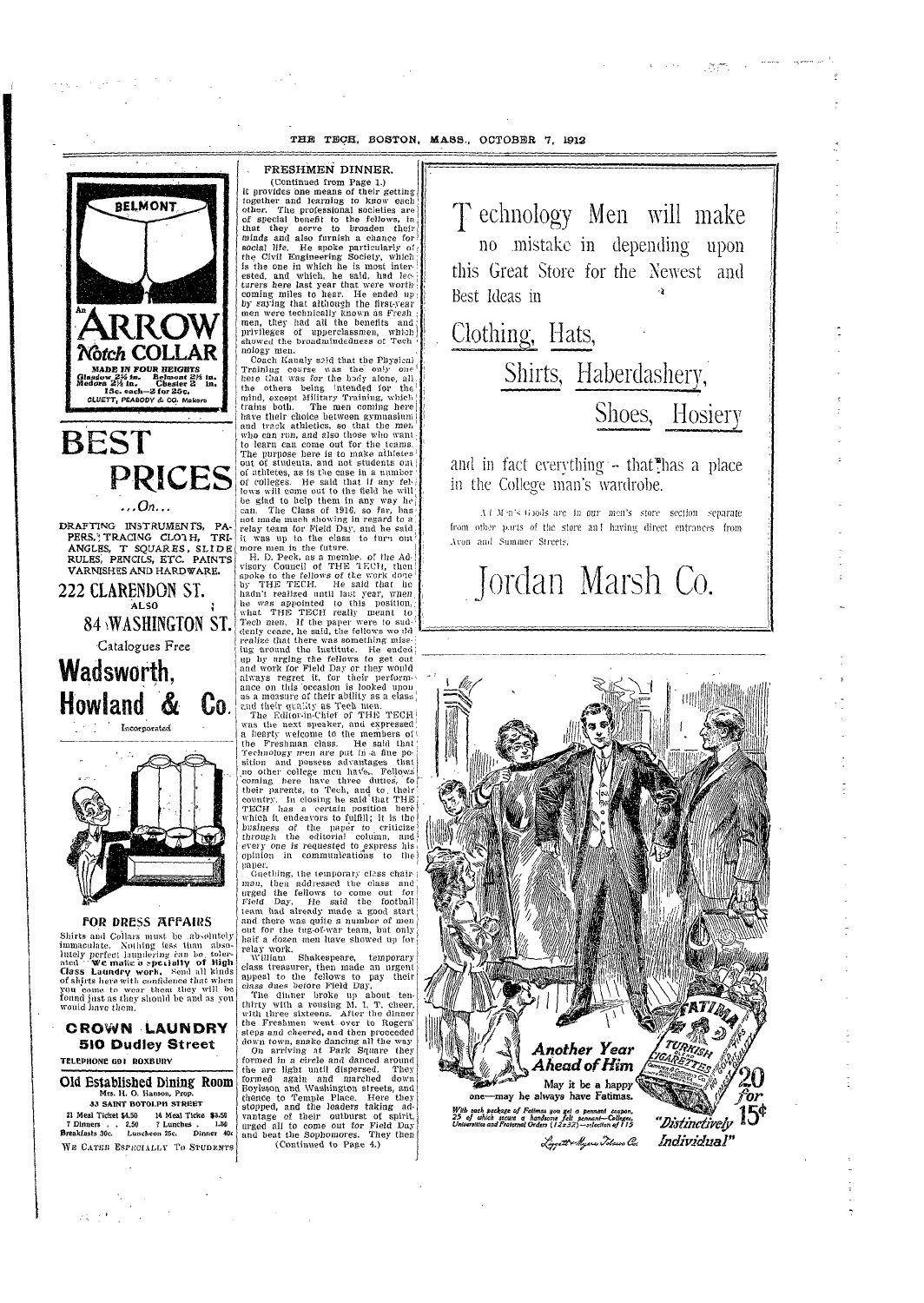## BELMONT

An

# ARROW

*Notch* **COLLAR**

MADE IN FOUR HEIGHTS
Glasgow 2¼ in. Belmont 2⅜ in.
Medora 2½ in. Chester 2 in.
15c. each—2 for 25c.
CLUETT, PEABODY & CO. Makers

# BEST PRICES

...On...

DRAFTING INSTRUMENTS, PAPERS, TRACING CLOTH, TRIANGLES, T SQUARES, SLIDE RULES, PENCILS, ETC. PAINTS VARNISHES AND HARDWARE.

## 222 CLARENDON ST.

ALSO

## 84 WASHINGTON ST.

Catalogues Free

# Wadsworth, Howland & Co.

Incorporated

### FOR DRESS AFFAIRS

Shirts and Collars must be absolutely immaculate. Nothing less than absolutely perfect laundering can be tolerated. **We make a specialty of High Class Laundry work.** Send all kinds of shirts here with confidence that when you come to wear them they will be found just as they should be and as you would have them.

## CROWN LAUNDRY

### 510 Dudley Street

TELEPHONE 601 ROXBURY

## Old Established Dining Room

Mrs. H. O. Hanson, Prop.

33 SAINT BOTOLPH STREET

21 Meal Ticket $4.50 | 14 Meal Ticket $3.50
7 Dinners . . 2.50 | 7 Lunches . 1.80
Breakfasts 30c. | Luncheon 25c. | Dinner 40c

WE CATER ESPECIALLY TO STUDENTS

## FRESHMEN DINNER.

(Continued from Page 1.)

it provides one means of their getting together and learning to know each other. The professional societies are of special benefit to the fellows, in that they serve to broaden their minds and also furnish a chance for social life. He spoke particularly of the Civil Engineering Society, which is the one in which he is most interested, and which, he said, had lecturers here last year that were worth coming miles to hear. He ended up by saying that although the first-year men were technically known as Freshmen, they had all the benefits and privileges of upperclassmen, which showed the broadmindedness of Technology men.

Coach Kanaly said that the Physical Training course was the only one here that was for the body alone, all the others being intended for the mind, except Military Training, which trains both. The men coming here have their choice between gymnasium and track athletics, so that the men who can run, and also those who want to learn can come out for the teams. The purpose here is to make athletes out of students, and not students out of athletes, as is the case in a number of colleges. He said that if any fellows will come out to the field he will be glad to help them in any way he can. The Class of 1916, so far, has not made much showing in regard to a relay team for Field Day, and he said it was up to the class to turn out more men in the future.

H. D. Peck, as a member of the Advisory Council of THE TECH, then spoke to the fellows of the work done by THE TECH. He said that he hadn't realized until last year, when he was appointed to this position, what THE TECH really meant to Tech men. If the paper were to suddenly cease, he said, the fellows would realize that there was something missing around the Institute. He ended up by urging the fellows to get out and work for Field Day or they would always regret it, for their performance on this occasion is looked upon as a measure of their ability as a class, and their quality as Tech men.

The Editor-in-Chief of THE TECH was the next speaker, and expressed a hearty welcome to the members of the Freshman class. He said that Technology men are put in a fine position and possess advantages that no other college men have. Fellows coming here have three duties, to their parents, to Tech, and to their country. In closing he said that THE TECH has a certain position here which it endeavors to fulfill; it is the business of the paper to criticize through the editorial column, and every one is requested to express his opinion in communications to the paper.

Guething, the temporary class chairman, then addressed the class and urged the fellows to come out for Field Day. He said the football team had already made a good start and there was quite a number of men out for the tug-of-war team, but only half a dozen men have showed up for relay work.

William Shakespeare, temporary class treasurer, then made an urgent appeal to the fellows to pay their class dues before Field Day.

The dinner broke up about ten-thirty with a rousing M. I. T. cheer, with three sixteens. After the dinner the Freshmen went over to Rogers steps and cheered, and then proceeded down town, snake dancing all the way.

On arriving at Park Square they formed in a circle and danced around the arc light until dispersed. They formed again and marched down Boylston and Washington streets, and thence to Temple Place. Here they stopped, and the leaders taking advantage of their outburst of spirit, urged all to come out for Field Day and beat the Sophomores. They then

(Continued to Page 4.)

# Technology Men will make no mistake in depending upon this Great Store for the Newest and Best Ideas in

## Clothing, Hats, Shirts, Haberdashery, Shoes, Hosiery

and in fact everything—that has a place in the College man's wardrobe.

All Men's Goods are in our men's store section separate from other parts of the store and having direct entrances from Avon and Summer Streets.

# Jordan Marsh Co.

**Another Year Ahead of Him**

May it be a happy one—may he always have Fatimas.

With each package of Fatimas you get a pennant coupon, 25 of which secure a handsome felt pennant—Colleges, Universities and Fraternal Orders (12x32)—selection of 115

FATIMA TURKISH BLEND CIGARETTES

20 for 15¢

"Distinctively Individual"

Liggett & Myers Tobacco Co.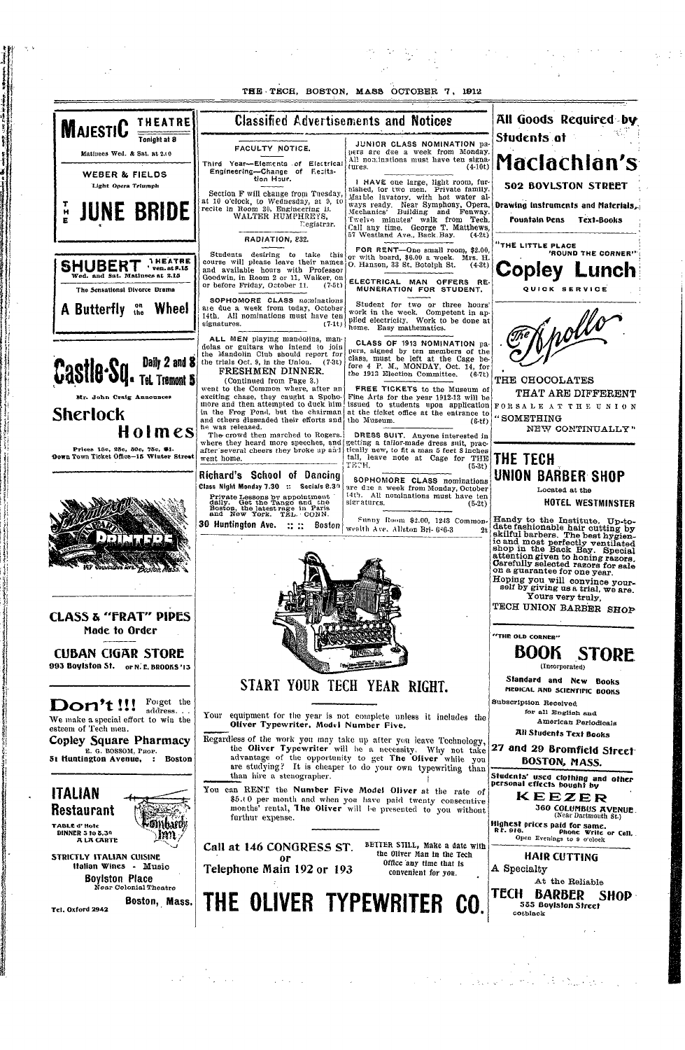**MAJESTIC THEATRE**
Tonight at 8
Matinees Wed. & Sat. at 2.10

**WEBER & FIELDS**
Light Opera Triumph

# THE JUNE BRIDE

**SHUBERT THEATRE**
Even. at 8.15
Wed. and Sat. Matinees at 2.15

The Sensational Divorce Drama

## A Butterfly on the Wheel

## Castle Sq.
Daily 2 and 8
Tel. Tremont 5

Mr. John Craig Announces

## Sherlock Holmes

Prices 15c, 25c, 50c, 75c, $1.
Down Town Ticket Office—15 Winter Street

**CLASS & "FRAT" PIPES**
Made to Order

**CUBAN CIGAR STORE**
993 Boylston St. or N. E. BROOKS '13

**Don't !!!** Forget the address. . .
We make a special effort to win the esteem of Tech men.

**Copley Square Pharmacy**
E. G. BOSSOM, Prop.
51 Huntington Avenue, : Boston

**ITALIAN Restaurant**
TABLE d' Hote
DINNER 5 to 8.30
A LA CARTE

STRICTLY ITALIAN CUISINE
Italian Wines - Music
**Boylston Place**
Near Colonial Theatre
Boston, Mass.
Tel. Oxford 2942

## Classified Advertisements and Notices

**FACULTY NOTICE.**

Third Year—Elements of Electrical Engineering—Change of Recitation Hour.

Section F will change from Tuesday, at 10 o'clock, to Wednesday, at 9, to recite in Room 26, Engineering B.
WALTER HUMPHREYS,
Registrar.

**RADIATION, 832.**

Students desiring to take this course will please leave their names and available hours with Professor Goodwin, in Room 2 or 11, Walker, on or before Friday, October 11. (7-5t)

SOPHOMORE CLASS nominations are due a week from today, October 14th. All nominations must have ten signatures. (7-1t)

ALL MEN playing mandolins, mandolas or guitars who intend to join the Mandolin Club should report for the trials Oct. 9, in the Union. (7-3t)

**FRESHMEN DINNER.**
(Continued from Page 3.)

went to the Common where, after an exciting chase, they caught a Sophomore and then attempted to duck him in the Frog Pond, but the chairman and others dissuaded their efforts and he was released.

The crowd then marched to Rogers, where they heard more speeches, and after several cheers they broke up and went home.

**Richard's School of Dancing**
Class Night Monday 7.30 :: Socials 8.30
Private Lessons by appointment daily. Get the Tango and the Boston, the latest rage in Paris and New York. TEL. CONN.
**30 Huntington Ave. :: :: Boston**

JUNIOR CLASS NOMINATION papers are due a week from Monday. All nominations must have ten signatures. (4-10t)

I HAVE one large, light room, furnished, for two men. Private family. Marble lavatory, with hot water always ready. Near Symphony, Opera, Mechanics' Building and Fenway. Twelve minutes' walk from Tech. Call any time. George T. Matthews, 57 Westland Ave., Back Bay. (4-2t)

FOR RENT—One small room, $2.00, or with board, $6.00 a week. Mrs. H. O. Hanson, 33 St. Botolph St. (4-3t)

**ELECTRICAL MAN OFFERS REMUNERATION FOR STUDENT.**

Student for two or three hours' work in the week. Competent in applied electricity. Work to be done at home. Easy mathematics.

CLASS OF 1913 NOMINATION papers, signed by ten members of the class, must be left at the Cage before 4 P. M., MONDAY, Oct. 14, for the 1913 Election Committee. (6-7t)

FREE TICKETS to the Museum of Fine Arts for the year 1912-13 will be issued to students upon application at the ticket office at the entrance to the Museum. (6-tf)

DRESS SUIT. Anyone interested in getting a tailor-made dress suit, practically new, to fit a man 5 feet 8 inches tall, leave note at Cage for THE TECH. (5-3t)

SOPHOMORE CLASS nominations are due a week from Monday, October 14th. All nominations must have ten signatures. (5-2t)

Sunny Room $2.00, 1243 Commonwealth Ave. Allston Bri- 6-6-3 2t

## START YOUR TECH YEAR RIGHT.

Your equipment for the year is not complete unless it includes the Oliver Typewriter, Model Number Five.

Regardless of the work you may take up after you leave Technology, the Oliver Typewriter will be a necessity. Why not take advantage of the opportunity to get The Oliver while you are studying? It is cheaper to do your own typewriting than than hire a stenographer.

You can RENT the Number Five Model Oliver at the rate of $5.00 per month and when you have paid twenty consecutive months' rental, The Oliver will be presented to you without further expense.

**Call at 146 CONGRESS ST. or Telephone Main 192 or 193**

BETTER STILL, Make a date with the Oliver Man in the Tech Office any time that is convenient for you.

# THE OLIVER TYPEWRITER CO.

**All Goods Required by Students at**

## Maclachlan's

**502 BOYLSTON STREET**
Drawing Instruments and Materials,
Fountain Pens Text-Books

"THE LITTLE PLACE 'ROUND THE CORNER"

## Copley Lunch
QUICK SERVICE

**THE CHOCOLATES THAT ARE DIFFERENT**
FOR SALE AT THE UNION
"SOMETHING NEW CONTINUALLY"

## THE TECH UNION BARBER SHOP

Located at the
**HOTEL WESTMINSTER**

Handy to the Institute. Up-to-date fashionable hair cutting by skilful barbers. The best hygienic and most perfectly ventilated shop in the Back Bay. Special attention given to honing razors. Carefully selected razors for sale on a guarantee for one year.
Hoping you will convince yourself by giving us a trial, we are.
Yours very truly,
TECH UNION BARBER SHOP

"THE OLD CORNER"

## BOOK STORE
(Incorporated)

Standard and New Books
MEDICAL AND SCIENTIFIC BOOKS
Subscription Received
for all English and American Periodicals
All Students Text Books

**27 and 29 Bromfield Street**
**BOSTON, MASS.**

Students' used clothing and other personal effects bought by

**KEEZER**
360 COLUMBUS AVENUE
(Near Dartmouth St.)

Highest prices paid for same.
Tel. 916. Phone Write or Call.
Open Evenings to 9 o'clock

**HAIR CUTTING**
A Specialty
At the Reliable
**TECH BARBER SHOP**
585 Boylston Street
Copley